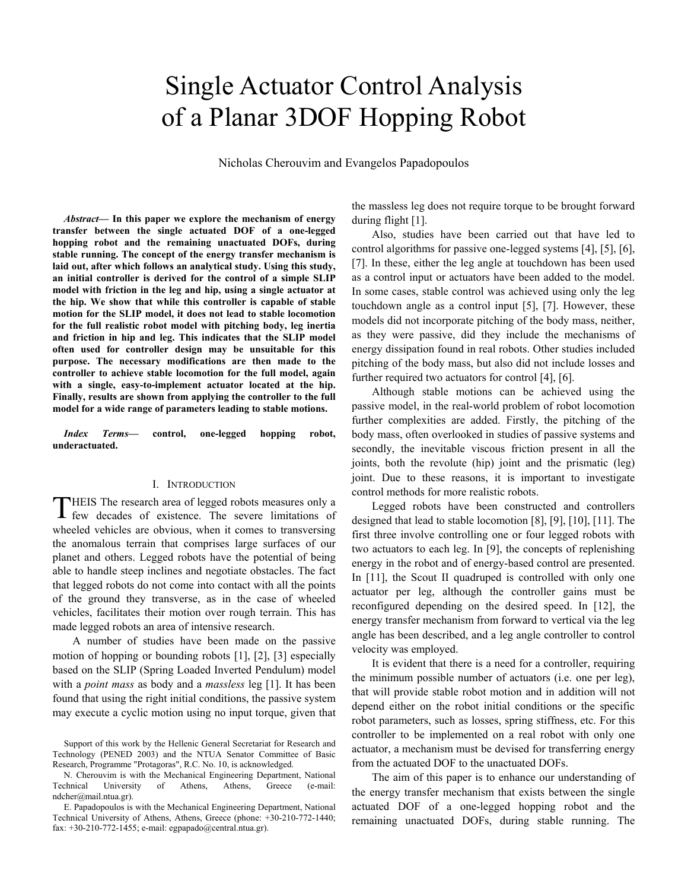# Single Actuator Control Analysis of a Planar 3DOF Hopping Robot

Nicholas Cherouvim and Evangelos Papadopoulos

***Abstract*— In this paper we explore the mechanism of energy transfer between the single actuated DOF of a one-legged hopping robot and the remaining unactuated DOFs, during stable running. The concept of the energy transfer mechanism is laid out, after which follows an analytical study. Using this study, an initial controller is derived for the control of a simple SLIP model with friction in the leg and hip, using a single actuator at the hip. We show that while this controller is capable of stable motion for the SLIP model, it does not lead to stable locomotion for the full realistic robot model with pitching body, leg inertia and friction in hip and leg. This indicates that the SLIP model often used for controller design may be unsuitable for this purpose. The necessary modifications are then made to the controller to achieve stable locomotion for the full model, again with a single, easy-to-implement actuator located at the hip. Finally, results are shown from applying the controller to the full model for a wide range of parameters leading to stable motions.**

***Index Terms*— control, one-legged hopping robot, underactuated.**

## I. Introduction

THEIS The research area of legged robots measures only a few decades of existence. The severe limitations of wheeled vehicles are obvious, when it comes to transversing the anomalous terrain that comprises large surfaces of our planet and others. Legged robots have the potential of being able to handle steep inclines and negotiate obstacles. The fact that legged robots do not come into contact with all the points of the ground they transverse, as in the case of wheeled vehicles, facilitates their motion over rough terrain. This has made legged robots an area of intensive research.

A number of studies have been made on the passive motion of hopping or bounding robots [1], [2], [3] especially based on the SLIP (Spring Loaded Inverted Pendulum) model with a *point mass* as body and a *massless* leg [1]. It has been found that using the right initial conditions, the passive system may execute a cyclic motion using no input torque, given that the massless leg does not require torque to be brought forward during flight [1].

Also, studies have been carried out that have led to control algorithms for passive one-legged systems [4], [5], [6], [7]. In these, either the leg angle at touchdown has been used as a control input or actuators have been added to the model. In some cases, stable control was achieved using only the leg touchdown angle as a control input [5], [7]. However, these models did not incorporate pitching of the body mass, neither, as they were passive, did they include the mechanisms of energy dissipation found in real robots. Other studies included pitching of the body mass, but also did not include losses and further required two actuators for control [4], [6].

Although stable motions can be achieved using the passive model, in the real-world problem of robot locomotion further complexities are added. Firstly, the pitching of the body mass, often overlooked in studies of passive systems and secondly, the inevitable viscous friction present in all the joints, both the revolute (hip) joint and the prismatic (leg) joint. Due to these reasons, it is important to investigate control methods for more realistic robots.

Legged robots have been constructed and controllers designed that lead to stable locomotion [8], [9], [10], [11]. The first three involve controlling one or four legged robots with two actuators to each leg. In [9], the concepts of replenishing energy in the robot and of energy-based control are presented. In [11], the Scout II quadruped is controlled with only one actuator per leg, although the controller gains must be reconfigured depending on the desired speed. In [12], the energy transfer mechanism from forward to vertical via the leg angle has been described, and a leg angle controller to control velocity was employed.

It is evident that there is a need for a controller, requiring the minimum possible number of actuators (i.e. one per leg), that will provide stable robot motion and in addition will not depend either on the robot initial conditions or the specific robot parameters, such as losses, spring stiffness, etc. For this controller to be implemented on a real robot with only one actuator, a mechanism must be devised for transferring energy from the actuated DOF to the unactuated DOFs.

The aim of this paper is to enhance our understanding of the energy transfer mechanism that exists between the single actuated DOF of a one-legged hopping robot and the remaining unactuated DOFs, during stable running. The

Support of this work by the Hellenic General Secretariat for Research and Technology (PENED 2003) and the NTUA Senator Committee of Basic Research, Programme "Protagoras", R.C. No. 10, is acknowledged.

N. Cherouvim is with the Mechanical Engineering Department, National Technical University of Athens, Athens, Greece (e-mail: ndcher@mail.ntua.gr).

E. Papadopoulos is with the Mechanical Engineering Department, National Technical University of Athens, Athens, Greece (phone: +30-210-772-1440; fax: +30-210-772-1455; e-mail: egpapado@central.ntua.gr).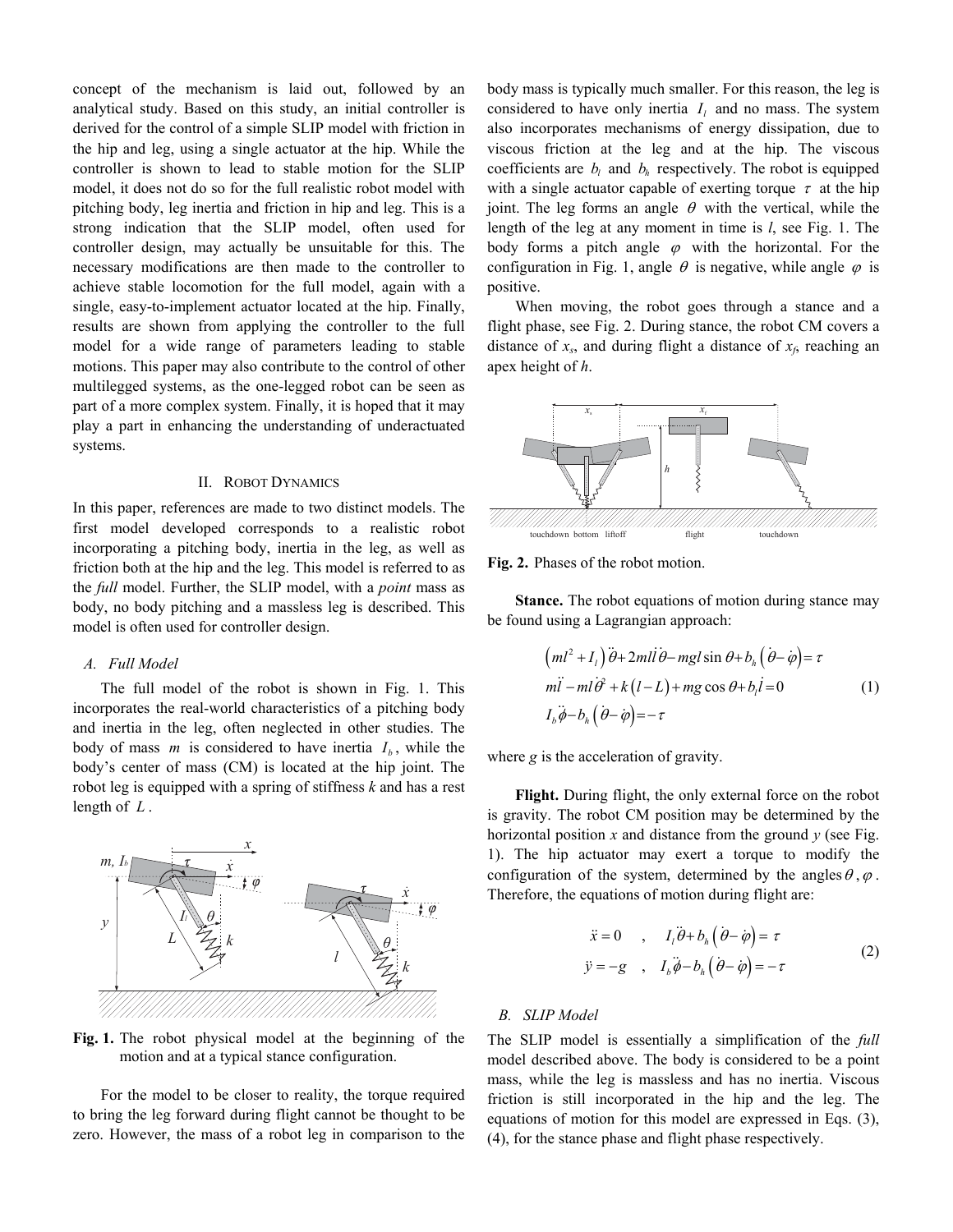concept of the mechanism is laid out, followed by an analytical study. Based on this study, an initial controller is derived for the control of a simple SLIP model with friction in the hip and leg, using a single actuator at the hip. While the controller is shown to lead to stable motion for the SLIP model, it does not do so for the full realistic robot model with pitching body, leg inertia and friction in hip and leg. This is a strong indication that the SLIP model, often used for controller design, may actually be unsuitable for this. The necessary modifications are then made to the controller to achieve stable locomotion for the full model, again with a single, easy-to-implement actuator located at the hip. Finally, results are shown from applying the controller to the full model for a wide range of parameters leading to stable motions. This paper may also contribute to the control of other multilegged systems, as the one-legged robot can be seen as part of a more complex system. Finally, it is hoped that it may play a part in enhancing the understanding of underactuated systems.

## II. Robot Dynamics

In this paper, references are made to two distinct models. The first model developed corresponds to a realistic robot incorporating a pitching body, inertia in the leg, as well as friction both at the hip and the leg. This model is referred to as the *full* model. Further, the SLIP model, with a *point* mass as body, no body pitching and a massless leg is described. This model is often used for controller design.

### A. Full Model

The full model of the robot is shown in Fig. 1. This incorporates the real-world characteristics of a pitching body and inertia in the leg, often neglected in other studies. The body of mass $m$ is considered to have inertia $I_b$, while the body's center of mass (CM) is located at the hip joint. The robot leg is equipped with a spring of stiffness $k$ and has a rest length of $L$.

$m, I_b$
$x$
$\tau$
$\dot{x}$
$\varphi$
$y$
$I_l$
$\theta$
$L$
$k$
$\tau$
$\dot{x}$
$\varphi$
$\theta$
$l$
$k$

**Fig. 1.** The robot physical model at the beginning of the motion and at a typical stance configuration.

For the model to be closer to reality, the torque required to bring the leg forward during flight cannot be thought to be zero. However, the mass of a robot leg in comparison to the body mass is typically much smaller. For this reason, the leg is considered to have only inertia $I_l$ and no mass. The system also incorporates mechanisms of energy dissipation, due to viscous friction at the leg and at the hip. The viscous coefficients are $b_l$ and $b_h$ respectively. The robot is equipped with a single actuator capable of exerting torque $\tau$ at the hip joint. The leg forms an angle $\theta$ with the vertical, while the length of the leg at any moment in time is $l$, see Fig. 1. The body forms a pitch angle $\varphi$ with the horizontal. For the configuration in Fig. 1, angle $\theta$ is negative, while angle $\varphi$ is positive.

When moving, the robot goes through a stance and a flight phase, see Fig. 2. During stance, the robot CM covers a distance of $x_s$, and during flight a distance of $x_f$, reaching an apex height of $h$.

$x_s$
$x_f$
$h$
touchdown bottom liftoff
flight
touchdown

**Fig. 2.** Phases of the robot motion.

**Stance.** The robot equations of motion during stance may be found using a Lagrangian approach:

$$
\begin{aligned}
&\left(ml^2 + I_l\right)\ddot{\theta} + 2ml\dot{l}\dot{\theta} - mgl\sin\theta + b_h\left(\dot{\theta} - \dot{\varphi}\right) = \tau \\
&m\ddot{l} - ml\dot{\theta}^2 + k\left(l - L\right) + mg\cos\theta + b_l\dot{l} = 0 \\
&I_b\ddot{\varphi} - b_h\left(\dot{\theta} - \dot{\varphi}\right) = -\tau
\end{aligned}
\tag{1}
$$

where $g$ is the acceleration of gravity.

**Flight.** During flight, the only external force on the robot is gravity. The robot CM position may be determined by the horizontal position $x$ and distance from the ground $y$ (see Fig. 1). The hip actuator may exert a torque to modify the configuration of the system, determined by the angles $\theta$, $\varphi$. Therefore, the equations of motion during flight are:

$$
\begin{aligned}
&\ddot{x} = 0 \quad , \quad I_l\ddot{\theta} + b_h\left(\dot{\theta} - \dot{\varphi}\right) = \tau \\
&\ddot{y} = -g \quad , \quad I_b\ddot{\varphi} - b_h\left(\dot{\theta} - \dot{\varphi}\right) = -\tau
\end{aligned}
\tag{2}
$$

### B. SLIP Model

The SLIP model is essentially a simplification of the *full* model described above. The body is considered to be a point mass, while the leg is massless and has no inertia. Viscous friction is still incorporated in the hip and the leg. The equations of motion for this model are expressed in Eqs. (3), (4), for the stance phase and flight phase respectively.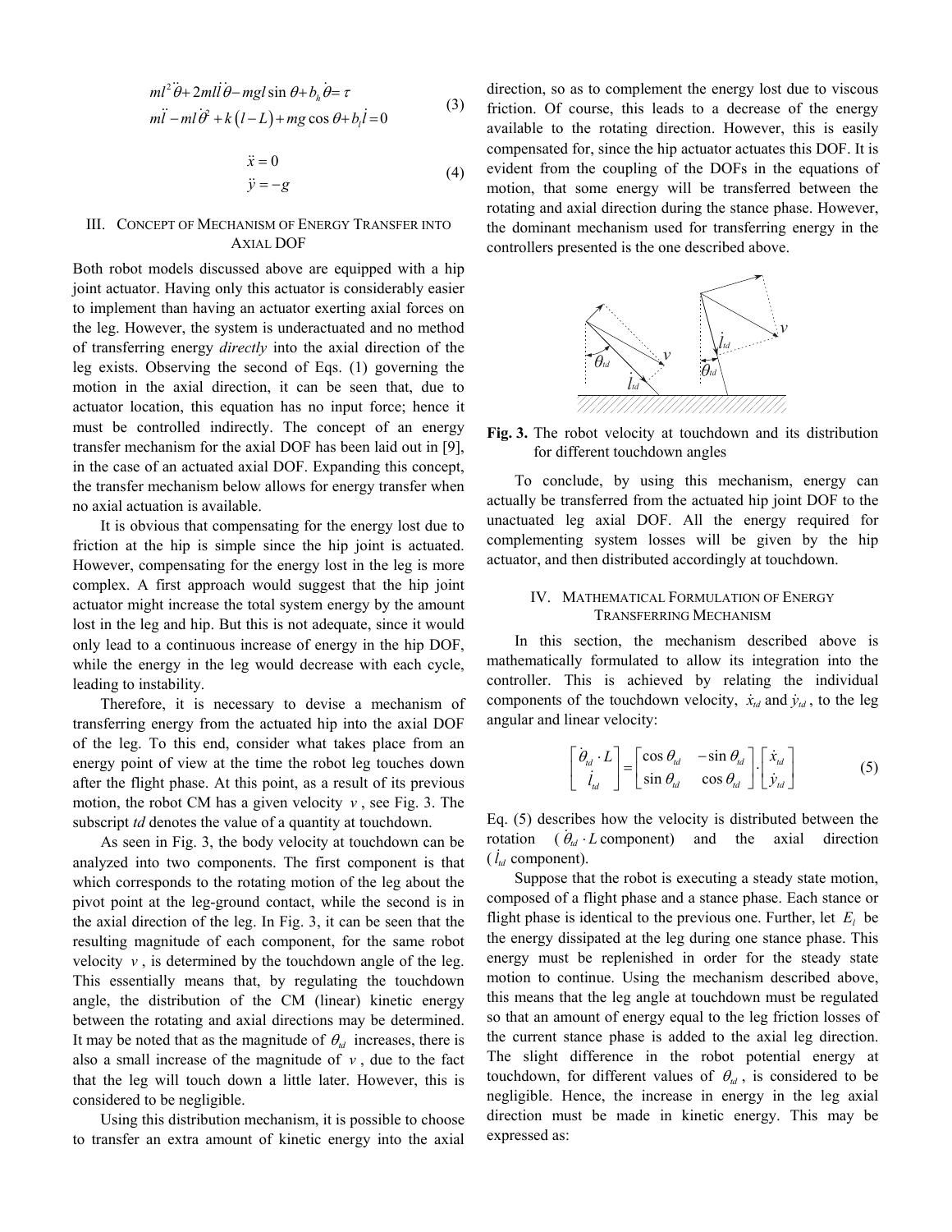$$
\begin{aligned}
&ml^2\ddot{\theta} + 2ml\dot{l}\dot{\theta} - mgl\sin\theta + b_h\dot{\theta} = \tau \\
&m\ddot{l} - ml\dot{\theta}^2 + k\left(l - L\right) + mg\cos\theta + b_l\dot{l} = 0
\end{aligned}
\tag{3}
$$

$$
\begin{aligned}
&\ddot{x} = 0 \\
&\ddot{y} = -g
\end{aligned}
\tag{4}
$$

## III. CONCEPT OF MECHANISM OF ENERGY TRANSFER INTO AXIAL DOF

Both robot models discussed above are equipped with a hip joint actuator. Having only this actuator is considerably easier to implement than having an actuator exerting axial forces on the leg. However, the system is underactuated and no method of transferring energy *directly* into the axial direction of the leg exists. Observing the second of Eqs. (1) governing the motion in the axial direction, it can be seen that, due to actuator location, this equation has no input force; hence it must be controlled indirectly. The concept of an energy transfer mechanism for the axial DOF has been laid out in [9], in the case of an actuated axial DOF. Expanding this concept, the transfer mechanism below allows for energy transfer when no axial actuation is available.

It is obvious that compensating for the energy lost due to friction at the hip is simple since the hip joint is actuated. However, compensating for the energy lost in the leg is more complex. A first approach would suggest that the hip joint actuator might increase the total system energy by the amount lost in the leg and hip. But this is not adequate, since it would only lead to a continuous increase of energy in the hip DOF, while the energy in the leg would decrease with each cycle, leading to instability.

Therefore, it is necessary to devise a mechanism of transferring energy from the actuated hip into the axial DOF of the leg. To this end, consider what takes place from an energy point of view at the time the robot leg touches down after the flight phase. At this point, as a result of its previous motion, the robot CM has a given velocity $v$, see Fig. 3. The subscript *td* denotes the value of a quantity at touchdown.

As seen in Fig. 3, the body velocity at touchdown can be analyzed into two components. The first component is that which corresponds to the rotating motion of the leg about the pivot point at the leg-ground contact, while the second is in the axial direction of the leg. In Fig. 3, it can be seen that the resulting magnitude of each component, for the same robot velocity $v$, is determined by the touchdown angle of the leg. This essentially means that, by regulating the touchdown angle, the distribution of the CM (linear) kinetic energy between the rotating and axial directions may be determined. It may be noted that as the magnitude of $\theta_{td}$ increases, there is also a small increase of the magnitude of $v$, due to the fact that the leg will touch down a little later. However, this is considered to be negligible.

Using this distribution mechanism, it is possible to choose to transfer an extra amount of kinetic energy into the axial direction, so as to complement the energy lost due to viscous friction. Of course, this leads to a decrease of the energy available to the rotating direction. However, this is easily compensated for, since the hip actuator actuates this DOF. It is evident from the coupling of the DOFs in the equations of motion, that some energy will be transferred between the rotating and axial direction during the stance phase. However, the dominant mechanism used for transferring energy in the controllers presented is the one described above.

$\theta_{td}$

$\dot{l}_{td}$

$v$

$\dot{l}_{td}$

$\theta_{td}$

$v$

**Fig. 3.** The robot velocity at touchdown and its distribution for different touchdown angles

To conclude, by using this mechanism, energy can actually be transferred from the actuated hip joint DOF to the unactuated leg axial DOF. All the energy required for complementing system losses will be given by the hip actuator, and then distributed accordingly at touchdown.

## IV. MATHEMATICAL FORMULATION OF ENERGY TRANSFERRING MECHANISM

In this section, the mechanism described above is mathematically formulated to allow its integration into the controller. This is achieved by relating the individual components of the touchdown velocity, $\dot{x}_{td}$ and $\dot{y}_{td}$, to the leg angular and linear velocity:

$$
\begin{bmatrix} \dot{\theta}_{td} \cdot L \\ \dot{l}_{td} \end{bmatrix} = \begin{bmatrix} \cos\theta_{td} & -\sin\theta_{td} \\ \sin\theta_{td} & \cos\theta_{td} \end{bmatrix} \cdot \begin{bmatrix} \dot{x}_{td} \\ \dot{y}_{td} \end{bmatrix}
\tag{5}
$$

Eq. (5) describes how the velocity is distributed between the rotation ($\dot{\theta}_{td} \cdot L$ component) and the axial direction ($\dot{l}_{td}$ component).

Suppose that the robot is executing a steady state motion, composed of a flight phase and a stance phase. Each stance or flight phase is identical to the previous one. Further, let $E_l$ be the energy dissipated at the leg during one stance phase. This energy must be replenished in order for the steady state motion to continue. Using the mechanism described above, this means that the leg angle at touchdown must be regulated so that an amount of energy equal to the leg friction losses of the current stance phase is added to the axial leg direction. The slight difference in the robot potential energy at touchdown, for different values of $\theta_{td}$, is considered to be negligible. Hence, the increase in energy in the leg axial direction must be made in kinetic energy. This may be expressed as: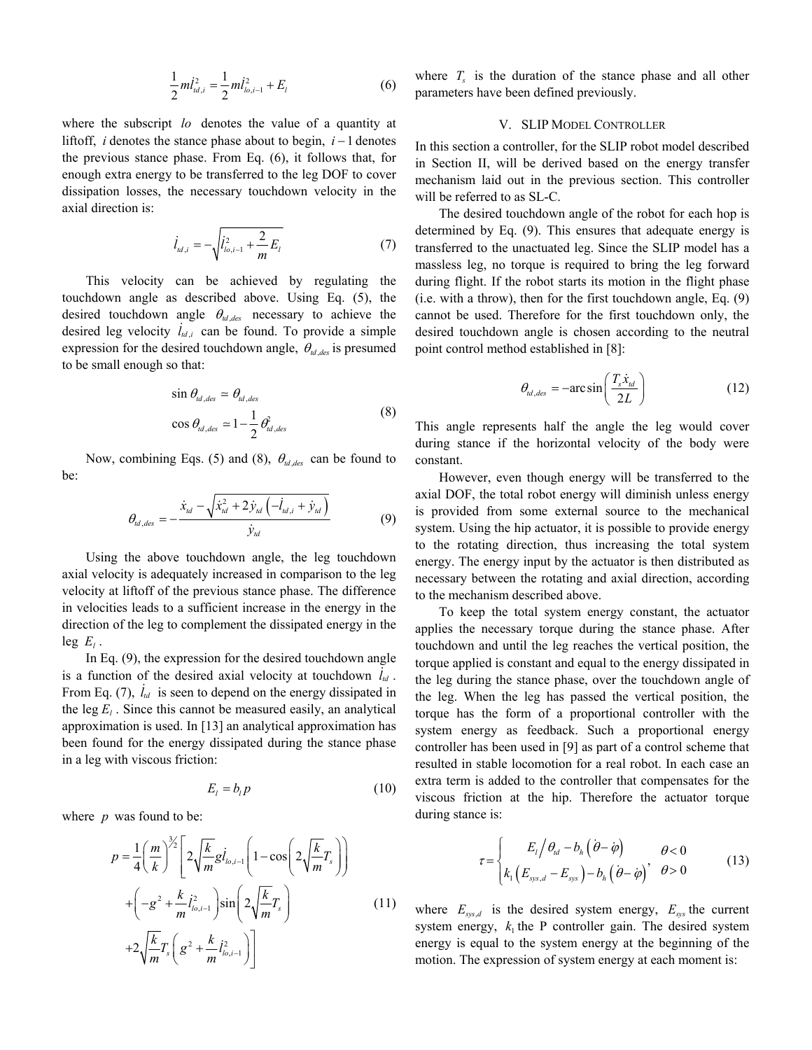$$\frac{1}{2}m\dot{l}_{td,i}^{2}=\frac{1}{2}m\dot{l}_{lo,i-1}^{2}+E_{l} \tag{6}$$

where the subscript $lo$ denotes the value of a quantity at liftoff, $i$ denotes the stance phase about to begin, $i-1$ denotes the previous stance phase. From Eq. (6), it follows that, for enough extra energy to be transferred to the leg DOF to cover dissipation losses, the necessary touchdown velocity in the axial direction is:

$$\dot{l}_{td,i}=-\sqrt{\dot{l}_{lo,i-1}^{2}+\frac{2}{m}E_{l}} \tag{7}$$

This velocity can be achieved by regulating the touchdown angle as described above. Using Eq. (5), the desired touchdown angle $\theta_{td,des}$ necessary to achieve the desired leg velocity $\dot{l}_{td,i}$ can be found. To provide a simple expression for the desired touchdown angle, $\theta_{td,des}$ is presumed to be small enough so that:

$$\begin{aligned}\sin\theta_{td,des}&\simeq\theta_{td,des}\\ \cos\theta_{td,des}&\simeq 1-\frac{1}{2}\theta_{td,des}^{2}\end{aligned} \tag{8}$$

Now, combining Eqs. (5) and (8), $\theta_{td,des}$ can be found to be:

$$\theta_{td,des}=-\frac{\dot{x}_{td}-\sqrt{\dot{x}_{td}^{2}+2\dot{y}_{td}\left(-\dot{l}_{td,i}+\dot{y}_{td}\right)}}{\dot{y}_{td}} \tag{9}$$

Using the above touchdown angle, the leg touchdown axial velocity is adequately increased in comparison to the leg velocity at liftoff of the previous stance phase. The difference in velocities leads to a sufficient increase in the energy in the direction of the leg to complement the dissipated energy in the leg $E_l$.

In Eq. (9), the expression for the desired touchdown angle is a function of the desired axial velocity at touchdown $\dot{l}_{td}$. From Eq. (7), $\dot{l}_{td}$ is seen to depend on the energy dissipated in the leg $E_l$. Since this cannot be measured easily, an analytical approximation is used. In [13] an analytical approximation has been found for the energy dissipated during the stance phase in a leg with viscous friction:

$$E_{l}=b_{l}p \tag{10}$$

where $p$ was found to be:

$$\begin{aligned}p=\frac{1}{4}\left(\frac{m}{k}\right)^{3/2}&\left[2\sqrt{\frac{k}{m}}g\dot{l}_{lo,i-1}\left(1-\cos\left(2\sqrt{\frac{k}{m}}T_{s}\right)\right)\right.\\ &+\left(-g^{2}+\frac{k}{m}\dot{l}_{lo,i-1}^{2}\right)\sin\left(2\sqrt{\frac{k}{m}}T_{s}\right)\\ &\left.+2\sqrt{\frac{k}{m}}T_{s}\left(g^{2}+\frac{k}{m}\dot{l}_{lo,i-1}^{2}\right)\right]\end{aligned} \tag{11}$$

where $T_s$ is the duration of the stance phase and all other parameters have been defined previously.

## V. SLIP Model Controller

In this section a controller, for the SLIP robot model described in Section II, will be derived based on the energy transfer mechanism laid out in the previous section. This controller will be referred to as SL-C.

The desired touchdown angle of the robot for each hop is determined by Eq. (9). This ensures that adequate energy is transferred to the unactuated leg. Since the SLIP model has a massless leg, no torque is required to bring the leg forward during flight. If the robot starts its motion in the flight phase (i.e. with a throw), then for the first touchdown angle, Eq. (9) cannot be used. Therefore for the first touchdown only, the desired touchdown angle is chosen according to the neutral point control method established in [8]:

$$\theta_{td,des}=-\arcsin\left(\frac{T_{s}\dot{x}_{td}}{2L}\right) \tag{12}$$

This angle represents half the angle the leg would cover during stance if the horizontal velocity of the body were constant.

However, even though energy will be transferred to the axial DOF, the total robot energy will diminish unless energy is provided from some external source to the mechanical system. Using the hip actuator, it is possible to provide energy to the rotating direction, thus increasing the total system energy. The energy input by the actuator is then distributed as necessary between the rotating and axial direction, according to the mechanism described above.

To keep the total system energy constant, the actuator applies the necessary torque during the stance phase. After touchdown and until the leg reaches the vertical position, the torque applied is constant and equal to the energy dissipated in the leg during the stance phase, over the touchdown angle of the leg. When the leg has passed the vertical position, the torque has the form of a proportional controller with the system energy as feedback. Such a proportional energy controller has been used in [9] as part of a control scheme that resulted in stable locomotion for a real robot. In each case an extra term is added to the controller that compensates for the viscous friction at the hip. Therefore the actuator torque during stance is:

$$\tau=\begin{cases}E_{l}/\theta_{td}-b_{h}\left(\dot{\theta}-\dot{\varphi}\right), & \theta<0\\ k_{1}\left(E_{sys,d}-E_{sys}\right)-b_{h}\left(\dot{\theta}-\dot{\varphi}\right), & \theta>0\end{cases} \tag{13}$$

where $E_{sys,d}$ is the desired system energy, $E_{sys}$ the current system energy, $k_1$ the P controller gain. The desired system energy is equal to the system energy at the beginning of the motion. The expression of system energy at each moment is: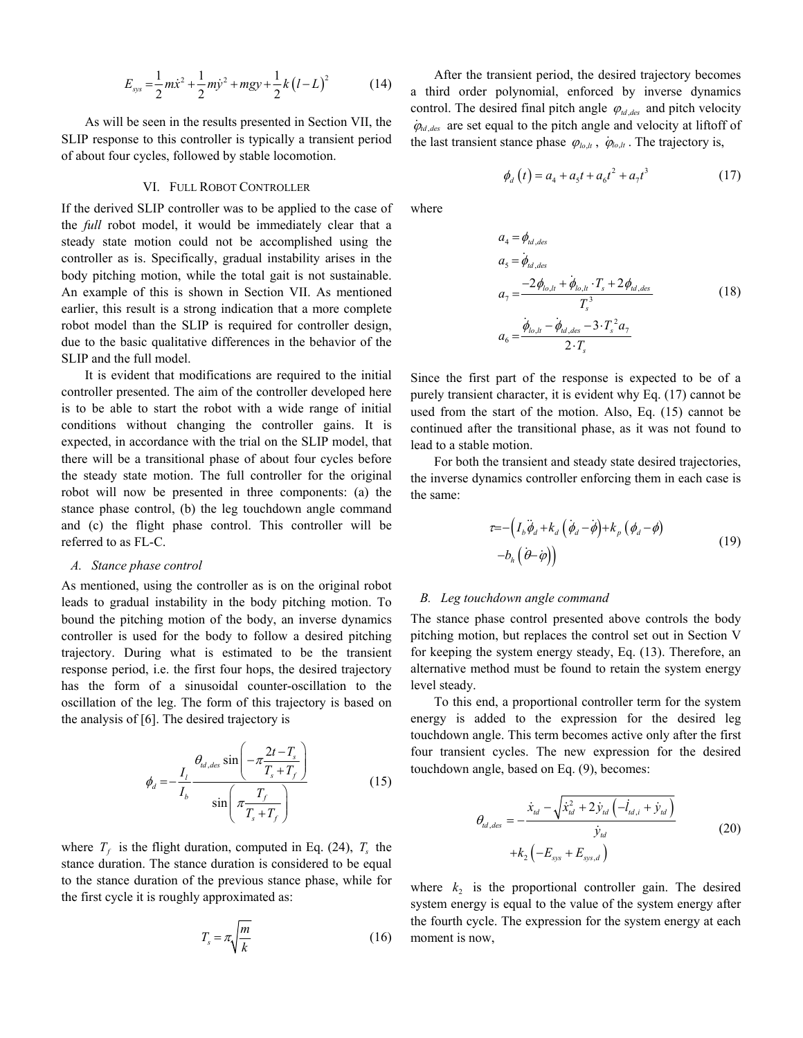$$E_{sys} = \frac{1}{2}m\dot{x}^2 + \frac{1}{2}m\dot{y}^2 + mgy + \frac{1}{2}k\left(l - L\right)^2 \tag{14}$$

As will be seen in the results presented in Section VII, the SLIP response to this controller is typically a transient period of about four cycles, followed by stable locomotion.

## VI. Full Robot Controller

If the derived SLIP controller was to be applied to the case of the *full* robot model, it would be immediately clear that a steady state motion could not be accomplished using the controller as is. Specifically, gradual instability arises in the body pitching motion, while the total gait is not sustainable. An example of this is shown in Section VII. As mentioned earlier, this result is a strong indication that a more complete robot model than the SLIP is required for controller design, due to the basic qualitative differences in the behavior of the SLIP and the full model.

It is evident that modifications are required to the initial controller presented. The aim of the controller developed here is to be able to start the robot with a wide range of initial conditions without changing the controller gains. It is expected, in accordance with the trial on the SLIP model, that there will be a transitional phase of about four cycles before the steady state motion. The full controller for the original robot will now be presented in three components: (a) the stance phase control, (b) the leg touchdown angle command and (c) the flight phase control. This controller will be referred to as FL-C.

### A. Stance phase control

As mentioned, using the controller as is on the original robot leads to gradual instability in the body pitching motion. To bound the pitching motion of the body, an inverse dynamics controller is used for the body to follow a desired pitching trajectory. During what is estimated to be the transient response period, i.e. the first four hops, the desired trajectory has the form of a sinusoidal counter-oscillation to the oscillation of the leg. The form of this trajectory is based on the analysis of [6]. The desired trajectory is

$$\phi_d = -\frac{I_l}{I_b}\frac{\theta_{td,des}\sin\left(-\pi\dfrac{2t - T_s}{T_s + T_f}\right)}{\sin\left(\pi\dfrac{T_f}{T_s + T_f}\right)} \tag{15}$$

where $T_f$ is the flight duration, computed in Eq. (24), $T_s$ the stance duration. The stance duration is considered to be equal to the stance duration of the previous stance phase, while for the first cycle it is roughly approximated as:

$$T_s = \pi\sqrt{\frac{m}{k}} \tag{16}$$

After the transient period, the desired trajectory becomes a third order polynomial, enforced by inverse dynamics control. The desired final pitch angle $\varphi_{td,des}$ and pitch velocity $\dot{\varphi}_{td,des}$ are set equal to the pitch angle and velocity at liftoff of the last transient stance phase $\varphi_{lo,lt}$, $\dot{\varphi}_{lo,lt}$. The trajectory is,

$$\phi_d\left(t\right) = a_4 + a_5 t + a_6 t^2 + a_7 t^3 \tag{17}$$

where

$$\begin{aligned}
a_4 &= \phi_{td,des} \\
a_5 &= \dot{\phi}_{td,des} \\
a_7 &= \frac{-2\phi_{lo,lt} + \dot{\phi}_{lo,lt}\cdot T_s + 2\phi_{td,des}}{T_s^3} \\
a_6 &= \frac{\dot{\phi}_{lo,lt} - \dot{\phi}_{td,des} - 3\cdot T_s^2 a_7}{2\cdot T_s}
\end{aligned} \tag{18}$$

Since the first part of the response is expected to be of a purely transient character, it is evident why Eq. (17) cannot be used from the start of the motion. Also, Eq. (15) cannot be continued after the transitional phase, as it was not found to lead to a stable motion.

For both the transient and steady state desired trajectories, the inverse dynamics controller enforcing them in each case is the same:

$$\begin{aligned}
\tau = &-\left(I_b\ddot{\phi}_d + k_d\left(\dot{\phi}_d - \dot{\phi}\right) + k_p\left(\phi_d - \phi\right)\right. \\
&\left.-b_h\left(\dot{\theta} - \dot{\varphi}\right)\right)
\end{aligned} \tag{19}$$

### B. Leg touchdown angle command

The stance phase control presented above controls the body pitching motion, but replaces the control set out in Section V for keeping the system energy steady, Eq. (13). Therefore, an alternative method must be found to retain the system energy level steady.

To this end, a proportional controller term for the system energy is added to the expression for the desired leg touchdown angle. This term becomes active only after the first four transient cycles. The new expression for the desired touchdown angle, based on Eq. (9), becomes:

$$\begin{aligned}
\theta_{td,des} = &-\frac{\dot{x}_{td} - \sqrt{\dot{x}_{td}^2 + 2\dot{y}_{td}\left(-\dot{l}_{td,i} + \dot{y}_{td}\right)}}{\dot{y}_{td}} \\
&+k_2\left(-E_{sys} + E_{sys,d}\right)
\end{aligned} \tag{20}$$

where $k_2$ is the proportional controller gain. The desired system energy is equal to the value of the system energy after the fourth cycle. The expression for the system energy at each moment is now,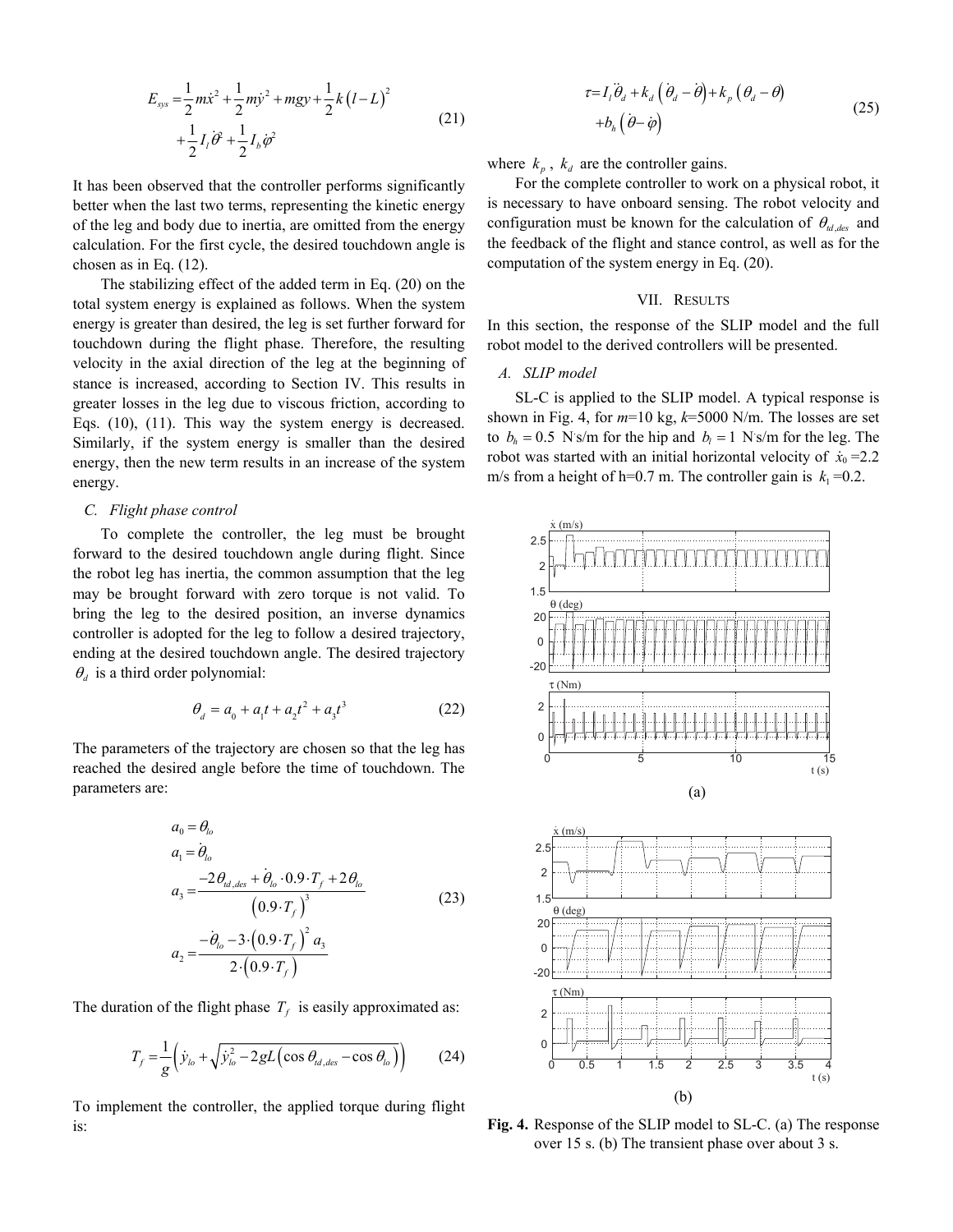$$
\begin{aligned}
E_{sys} &= \frac{1}{2}m\dot{x}^2 + \frac{1}{2}m\dot{y}^2 + mgy + \frac{1}{2}k\left(l-L\right)^2 \\
&+ \frac{1}{2}I_l\dot{\theta}^2 + \frac{1}{2}I_b\dot{\varphi}^2
\end{aligned} \tag{21}
$$

It has been observed that the controller performs significantly better when the last two terms, representing the kinetic energy of the leg and body due to inertia, are omitted from the energy calculation. For the first cycle, the desired touchdown angle is chosen as in Eq. (12).

The stabilizing effect of the added term in Eq. (20) on the total system energy is explained as follows. When the system energy is greater than desired, the leg is set further forward for touchdown during the flight phase. Therefore, the resulting velocity in the axial direction of the leg at the beginning of stance is increased, according to Section IV. This results in greater losses in the leg due to viscous friction, according to Eqs. (10), (11). This way the system energy is decreased. Similarly, if the system energy is smaller than the desired energy, then the new term results in an increase of the system energy.

### C. Flight phase control

To complete the controller, the leg must be brought forward to the desired touchdown angle during flight. Since the robot leg has inertia, the common assumption that the leg may be brought forward with zero torque is not valid. To bring the leg to the desired position, an inverse dynamics controller is adopted for the leg to follow a desired trajectory, ending at the desired touchdown angle. The desired trajectory $\theta_d$ is a third order polynomial:

$$
\theta_d = a_0 + a_1 t + a_2 t^2 + a_3 t^3 \tag{22}
$$

The parameters of the trajectory are chosen so that the leg has reached the desired angle before the time of touchdown. The parameters are:

$$
\begin{aligned}
a_0 &= \theta_{lo} \\
a_1 &= \dot{\theta}_{lo} \\
a_3 &= \frac{-2\theta_{td,des} + \dot{\theta}_{lo}\cdot 0.9\cdot T_f + 2\theta_{lo}}{\left(0.9\cdot T_f\right)^3} \\
a_2 &= \frac{-\dot{\theta}_{lo} - 3\cdot\left(0.9\cdot T_f\right)^2 a_3}{2\cdot\left(0.9\cdot T_f\right)}
\end{aligned} \tag{23}
$$

The duration of the flight phase $T_f$ is easily approximated as:

$$
T_f = \frac{1}{g}\left(\dot{y}_{lo} + \sqrt{\dot{y}_{lo}^2 - 2gL\left(\cos\theta_{td,des} - \cos\theta_{lo}\right)}\right) \tag{24}
$$

To implement the controller, the applied torque during flight is:

$$
\begin{aligned}
\tau &= I_l\ddot{\theta}_d + k_d\left(\dot{\theta}_d - \dot{\theta}\right) + k_p\left(\theta_d - \theta\right) \\
&+ b_h\left(\dot{\theta} - \dot{\varphi}\right)
\end{aligned} \tag{25}
$$

where $k_p$, $k_d$ are the controller gains.

For the complete controller to work on a physical robot, it is necessary to have onboard sensing. The robot velocity and configuration must be known for the calculation of $\theta_{td,des}$ and the feedback of the flight and stance control, as well as for the computation of the system energy in Eq. (20).

## VII. Results

In this section, the response of the SLIP model and the full robot model to the derived controllers will be presented.

### A. SLIP model

SL-C is applied to the SLIP model. A typical response is shown in Fig. 4, for $m$=10 kg, $k$=5000 N/m. The losses are set to $b_h = 0.5$ N·s/m for the hip and $b_l = 1$ N·s/m for the leg. The robot was started with an initial horizontal velocity of $\dot{x}_0$ =2.2 m/s from a height of h=0.7 m. The controller gain is $k_1$ =0.2.

**Fig. 4.** Response of the SLIP model to SL-C. (a) The response over 15 s. (b) The transient phase over about 3 s.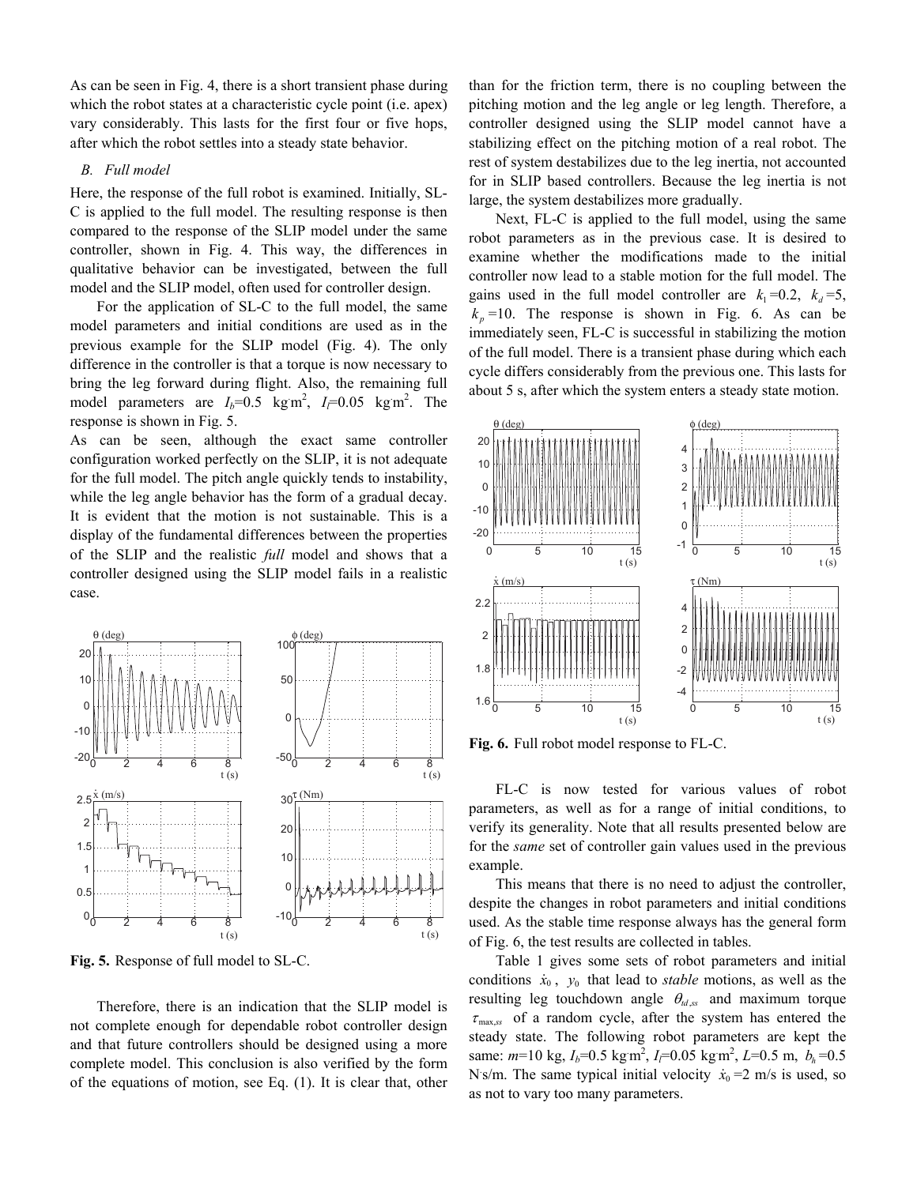As can be seen in Fig. 4, there is a short transient phase during which the robot states at a characteristic cycle point (i.e. apex) vary considerably. This lasts for the first four or five hops, after which the robot settles into a steady state behavior.

### *B. Full model*

Here, the response of the full robot is examined. Initially, SL-C is applied to the full model. The resulting response is then compared to the response of the SLIP model under the same controller, shown in Fig. 4. This way, the differences in qualitative behavior can be investigated, between the full model and the SLIP model, often used for controller design.

For the application of SL-C to the full model, the same model parameters and initial conditions are used as in the previous example for the SLIP model (Fig. 4). The only difference in the controller is that a torque is now necessary to bring the leg forward during flight. Also, the remaining full model parameters are $I_b$=0.5 kg·m$^2$, $I_l$=0.05 kg·m$^2$. The response is shown in Fig. 5.

As can be seen, although the exact same controller configuration worked perfectly on the SLIP, it is not adequate for the full model. The pitch angle quickly tends to instability, while the leg angle behavior has the form of a gradual decay. It is evident that the motion is not sustainable. This is a display of the fundamental differences between the properties of the SLIP and the realistic *full* model and shows that a controller designed using the SLIP model fails in a realistic case.

θ (deg)
20
10
0
-10
-20
0 2 4 6 8
t (s)

ϕ (deg)
100
50
0
-50
0 2 4 6 8
t (s)

ẋ (m/s)
2.5
2
1.5
1
0.5
0
0 2 4 6 8
t (s)

τ (Nm)
30
20
10
0
-10
0 2 4 6 8
t (s)

**Fig. 5.** Response of full model to SL-C.

Therefore, there is an indication that the SLIP model is not complete enough for dependable robot controller design and that future controllers should be designed using a more complete model. This conclusion is also verified by the form of the equations of motion, see Eq. (1). It is clear that, other than for the friction term, there is no coupling between the pitching motion and the leg angle or leg length. Therefore, a controller designed using the SLIP model cannot have a stabilizing effect on the pitching motion of a real robot. The rest of system destabilizes due to the leg inertia, not accounted for in SLIP based controllers. Because the leg inertia is not large, the system destabilizes more gradually.

Next, FL-C is applied to the full model, using the same robot parameters as in the previous case. It is desired to examine whether the modifications made to the initial controller now lead to a stable motion for the full model. The gains used in the full model controller are $k_1$=0.2, $k_d$=5, $k_p$=10. The response is shown in Fig. 6. As can be immediately seen, FL-C is successful in stabilizing the motion of the full model. There is a transient phase during which each cycle differs considerably from the previous one. This lasts for about 5 s, after which the system enters a steady state motion.

θ (deg)
20
10
0
-10
-20
0 5 10 15
t (s)

ϕ (deg)
4
3
2
1
0
-1
0 5 10 15
t (s)

ẋ (m/s)
2.2
2
1.8
1.6
0 5 10 15
t (s)

τ (Nm)
4
2
0
-2
-4
0 5 10 15
t (s)

**Fig. 6.** Full robot model response to FL-C.

FL-C is now tested for various values of robot parameters, as well as for a range of initial conditions, to verify its generality. Note that all results presented below are for the *same* set of controller gain values used in the previous example.

This means that there is no need to adjust the controller, despite the changes in robot parameters and initial conditions used. As the stable time response always has the general form of Fig. 6, the test results are collected in tables.

Table 1 gives some sets of robot parameters and initial conditions $\dot{x}_0$, $y_0$ that lead to *stable* motions, as well as the resulting leg touchdown angle $\theta_{td,ss}$ and maximum torque $\tau_{\max,ss}$ of a random cycle, after the system has entered the steady state. The following robot parameters are kept the same: $m$=10 kg, $I_b$=0.5 kg·m$^2$, $I_l$=0.05 kg·m$^2$, $L$=0.5 m, $b_h$=0.5 N·s/m. The same typical initial velocity $\dot{x}_0$=2 m/s is used, so as not to vary too many parameters.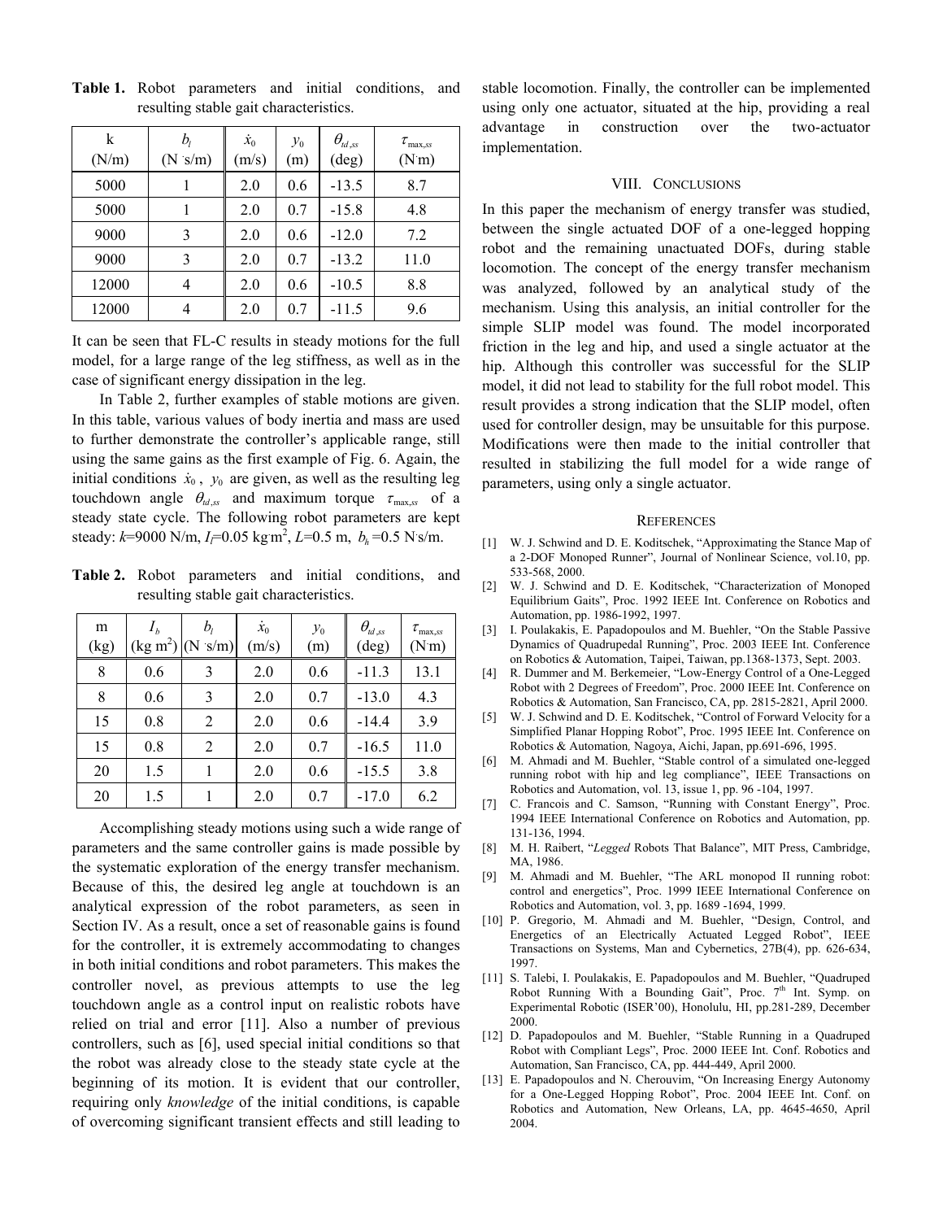**Table 1.** Robot parameters and initial conditions, and resulting stable gait characteristics.

| k (N/m) | $b_l$ (N s/m) | $\dot{x}_0$ (m/s) | $y_0$ (m) | $\theta_{td,ss}$ (deg) | $\tau_{\max,ss}$ (N m) |
|---|---|---|---|---|---|
| 5000 | 1 | 2.0 | 0.6 | -13.5 | 8.7 |
| 5000 | 1 | 2.0 | 0.7 | -15.8 | 4.8 |
| 9000 | 3 | 2.0 | 0.6 | -12.0 | 7.2 |
| 9000 | 3 | 2.0 | 0.7 | -13.2 | 11.0 |
| 12000 | 4 | 2.0 | 0.6 | -10.5 | 8.8 |
| 12000 | 4 | 2.0 | 0.7 | -11.5 | 9.6 |

It can be seen that FL-C results in steady motions for the full model, for a large range of the leg stiffness, as well as in the case of significant energy dissipation in the leg.

In Table 2, further examples of stable motions are given. In this table, various values of body inertia and mass are used to further demonstrate the controller's applicable range, still using the same gains as the first example of Fig. 6. Again, the initial conditions $\dot{x}_0$, $y_0$ are given, as well as the resulting leg touchdown angle $\theta_{td,ss}$ and maximum torque $\tau_{\max,ss}$ of a steady state cycle. The following robot parameters are kept steady: $k$=9000 N/m, $I_l$=0.05 kg m$^2$, $L$=0.5 m, $b_h$=0.5 N s/m.

**Table 2.** Robot parameters and initial conditions, and resulting stable gait characteristics.

| m (kg) | $I_b$ (kg m$^2$) | $b_l$ (N s/m) | $\dot{x}_0$ (m/s) | $y_0$ (m) | $\theta_{td,ss}$ (deg) | $\tau_{\max,ss}$ (N m) |
|---|---|---|---|---|---|---|
| 8 | 0.6 | 3 | 2.0 | 0.6 | -11.3 | 13.1 |
| 8 | 0.6 | 3 | 2.0 | 0.7 | -13.0 | 4.3 |
| 15 | 0.8 | 2 | 2.0 | 0.6 | -14.4 | 3.9 |
| 15 | 0.8 | 2 | 2.0 | 0.7 | -16.5 | 11.0 |
| 20 | 1.5 | 1 | 2.0 | 0.6 | -15.5 | 3.8 |
| 20 | 1.5 | 1 | 2.0 | 0.7 | -17.0 | 6.2 |

Accomplishing steady motions using such a wide range of parameters and the same controller gains is made possible by the systematic exploration of the energy transfer mechanism. Because of this, the desired leg angle at touchdown is an analytical expression of the robot parameters, as seen in Section IV. As a result, once a set of reasonable gains is found for the controller, it is extremely accommodating to changes in both initial conditions and robot parameters. This makes the controller novel, as previous attempts to use the leg touchdown angle as a control input on realistic robots have relied on trial and error [11]. Also a number of previous controllers, such as [6], used special initial conditions so that the robot was already close to the steady state cycle at the beginning of its motion. It is evident that our controller, requiring only *knowledge* of the initial conditions, is capable of overcoming significant transient effects and still leading to stable locomotion. Finally, the controller can be implemented using only one actuator, situated at the hip, providing a real advantage in construction over the two-actuator implementation.

## VIII. Conclusions

In this paper the mechanism of energy transfer was studied, between the single actuated DOF of a one-legged hopping robot and the remaining unactuated DOFs, during stable locomotion. The concept of the energy transfer mechanism was analyzed, followed by an analytical study of the mechanism. Using this analysis, an initial controller for the simple SLIP model was found. The model incorporated friction in the leg and hip, and used a single actuator at the hip. Although this controller was successful for the SLIP model, it did not lead to stability for the full robot model. This result provides a strong indication that the SLIP model, often used for controller design, may be unsuitable for this purpose. Modifications were then made to the initial controller that resulted in stabilizing the full model for a wide range of parameters, using only a single actuator.

## References

[1] W. J. Schwind and D. E. Koditschek, "Approximating the Stance Map of a 2-DOF Monoped Runner", Journal of Nonlinear Science, vol.10, pp. 533-568, 2000.

[2] W. J. Schwind and D. E. Koditschek, "Characterization of Monoped Equilibrium Gaits", Proc. 1992 IEEE Int. Conference on Robotics and Automation, pp. 1986-1992, 1997.

[3] I. Poulakakis, E. Papadopoulos and M. Buehler, "On the Stable Passive Dynamics of Quadrupedal Running", Proc. 2003 IEEE Int. Conference on Robotics & Automation, Taipei, Taiwan, pp.1368-1373, Sept. 2003.

[4] R. Dummer and M. Berkemeier, "Low-Energy Control of a One-Legged Robot with 2 Degrees of Freedom", Proc. 2000 IEEE Int. Conference on Robotics & Automation, San Francisco, CA, pp. 2815-2821, April 2000.

[5] W. J. Schwind and D. E. Koditschek, "Control of Forward Velocity for a Simplified Planar Hopping Robot", Proc. 1995 IEEE Int. Conference on Robotics & Automation, Nagoya, Aichi, Japan, pp.691-696, 1995.

[6] M. Ahmadi and M. Buehler, "Stable control of a simulated one-legged running robot with hip and leg compliance", IEEE Transactions on Robotics and Automation, vol. 13, issue 1, pp. 96 -104, 1997.

[7] C. Francois and C. Samson, "Running with Constant Energy", Proc. 1994 IEEE International Conference on Robotics and Automation, pp. 131-136, 1994.

[8] M. H. Raibert, "*Legged* Robots That Balance", MIT Press, Cambridge, MA, 1986.

[9] M. Ahmadi and M. Buehler, "The ARL monopod II running robot: control and energetics", Proc. 1999 IEEE International Conference on Robotics and Automation, vol. 3, pp. 1689 -1694, 1999.

[10] P. Gregorio, M. Ahmadi and M. Buehler, "Design, Control, and Energetics of an Electrically Actuated Legged Robot", IEEE Transactions on Systems, Man and Cybernetics, 27B(4), pp. 626-634, 1997.

[11] S. Talebi, I. Poulakakis, E. Papadopoulos and M. Buehler, "Quadruped Robot Running With a Bounding Gait", Proc. 7th Int. Symp. on Experimental Robotic (ISER'00), Honolulu, HI, pp.281-289, December 2000.

[12] D. Papadopoulos and M. Buehler, "Stable Running in a Quadruped Robot with Compliant Legs", Proc. 2000 IEEE Int. Conf. Robotics and Automation, San Francisco, CA, pp. 444-449, April 2000.

[13] E. Papadopoulos and N. Cherouvim, "On Increasing Energy Autonomy for a One-Legged Hopping Robot", Proc. 2004 IEEE Int. Conf. on Robotics and Automation, New Orleans, LA, pp. 4645-4650, April 2004.